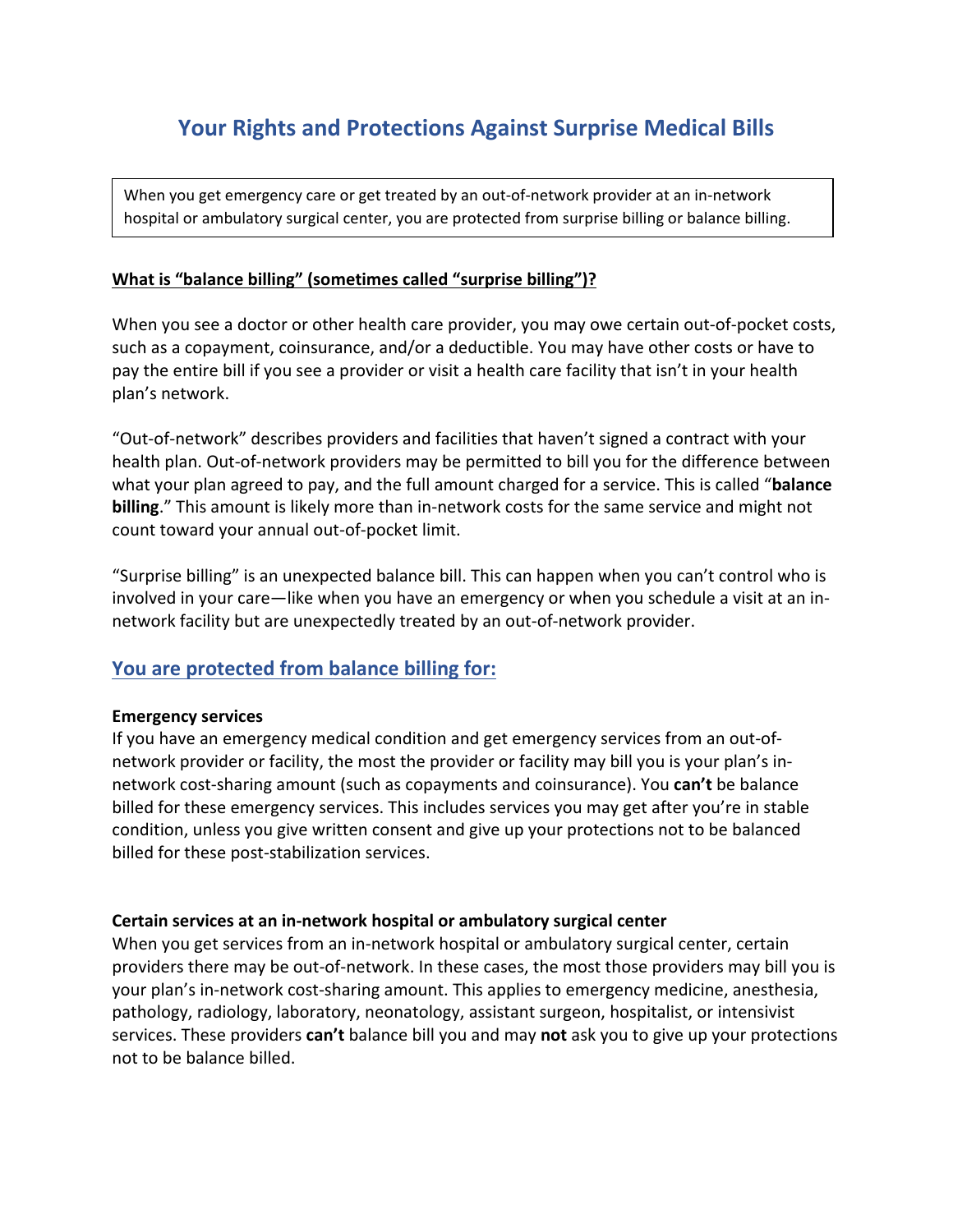# Your Rights and Protections Against Surprise Medical Bills

When you get emergency care or get treated by an out-of-network provider at an in-network hospital or ambulatory surgical center, you are protected from surprise billing or balance billing.

## What is "balance billing" (sometimes called "surprise billing")?

When you see a doctor or other health care provider, you may owe certain out-of-pocket costs, such as a copayment, coinsurance, and/or a deductible. You may have other costs or have to pay the entire bill if you see a provider or visit a health care facility that isn't in your health plan's network.

"Out-of-network" describes providers and facilities that haven't signed a contract with your health plan. Out-of-network providers may be permitted to bill you for the difference between what your plan agreed to pay, and the full amount charged for a service. This is called "**balance billing**." This amount is likely more than in-network costs for the same service and might not count toward your annual out-of-pocket limit.

"Surprise billing" is an unexpected balance bill. This can happen when you can't control who is involved in your care—like when you have an emergency or when you schedule a visit at an in-network facility but are unexpectedly treated by an out-of-network provider.

## You are protected from balance billing for:

### Emergency services

If you have an emergency medical condition and get emergency services from an out-of-network provider or facility, the most the provider or facility may bill you is your plan's in-network cost-sharing amount (such as copayments and coinsurance). You **can't** be balance billed for these emergency services. This includes services you may get after you're in stable condition, unless you give written consent and give up your protections not to be balanced billed for these post-stabilization services.

### Certain services at an in-network hospital or ambulatory surgical center

When you get services from an in-network hospital or ambulatory surgical center, certain providers there may be out-of-network. In these cases, the most those providers may bill you is your plan's in-network cost-sharing amount. This applies to emergency medicine, anesthesia, pathology, radiology, laboratory, neonatology, assistant surgeon, hospitalist, or intensivist services. These providers **can't** balance bill you and may **not** ask you to give up your protections not to be balance billed.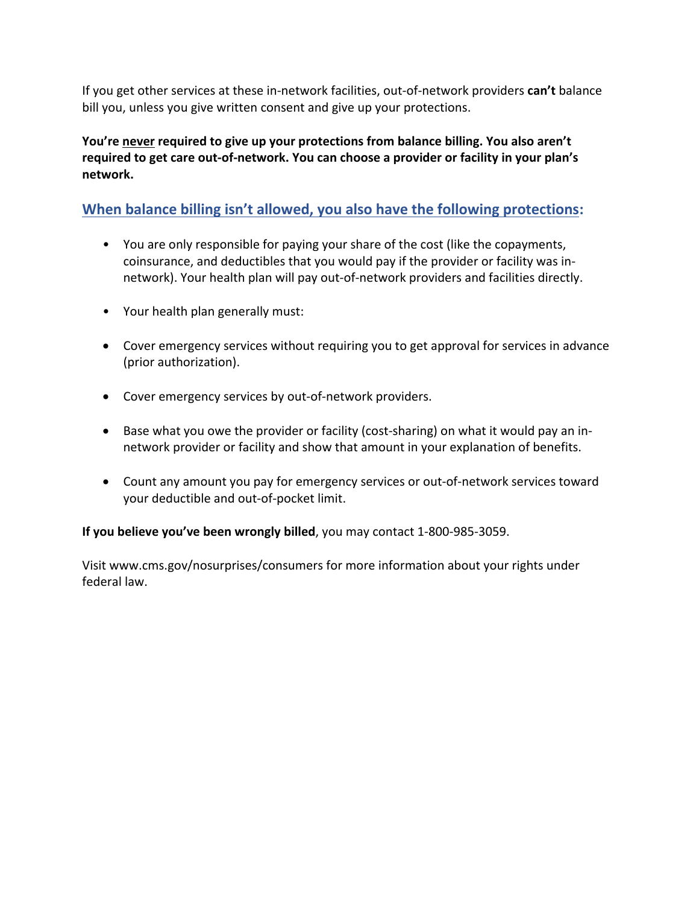If you get other services at these in-network facilities, out-of-network providers **can't** balance bill you, unless you give written consent and give up your protections.

**You're <u>never</u> required to give up your protections from balance billing. You also aren't required to get care out-of-network. You can choose a provider or facility in your plan's network.**

## When balance billing isn't allowed, you also have the following protections:

- You are only responsible for paying your share of the cost (like the copayments, coinsurance, and deductibles that you would pay if the provider or facility was in-network). Your health plan will pay out-of-network providers and facilities directly.

- Your health plan generally must:

- Cover emergency services without requiring you to get approval for services in advance (prior authorization).

- Cover emergency services by out-of-network providers.

- Base what you owe the provider or facility (cost-sharing) on what it would pay an in-network provider or facility and show that amount in your explanation of benefits.

- Count any amount you pay for emergency services or out-of-network services toward your deductible and out-of-pocket limit.

**If you believe you've been wrongly billed**, you may contact 1-800-985-3059.

Visit www.cms.gov/nosurprises/consumers for more information about your rights under federal law.